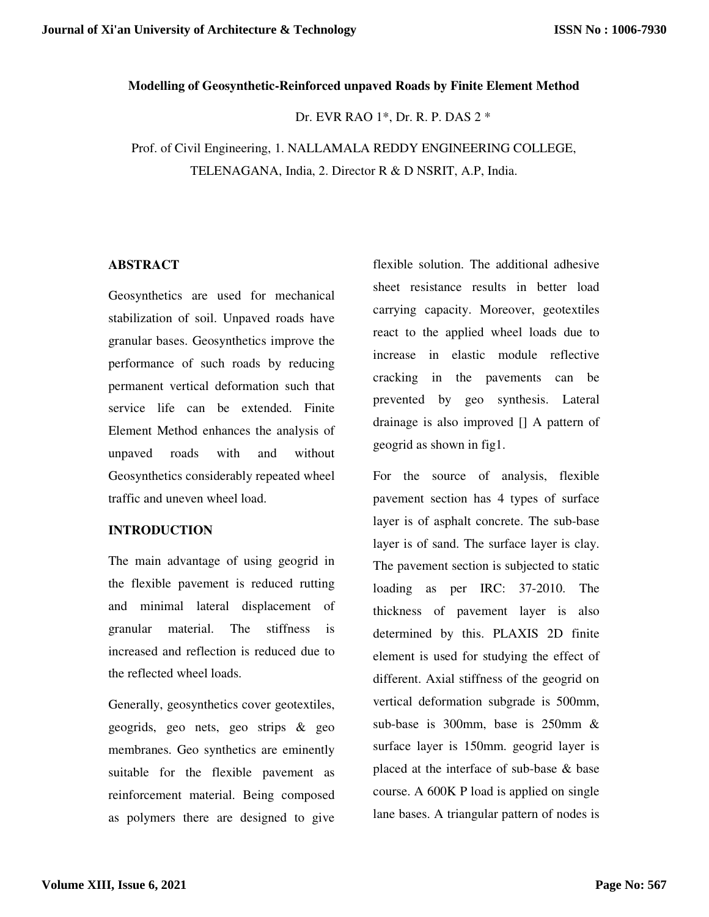# Modelling of Geosynthetic-Reinforced unpaved Roads by Finite Element Method

Dr. EVR RAO 1*, Dr. R. P. DAS 2 *

Prof. of Civil Engineering, 1. NALLAMALA REDDY ENGINEERING COLLEGE, TELENAGANA, India, 2. Director R & D NSRIT, A.P, India.

## ABSTRACT

Geosynthetics are used for mechanical stabilization of soil. Unpaved roads have granular bases. Geosynthetics improve the performance of such roads by reducing permanent vertical deformation such that service life can be extended. Finite Element Method enhances the analysis of unpaved roads with and without Geosynthetics considerably repeated wheel traffic and uneven wheel load.

## INTRODUCTION

The main advantage of using geogrid in the flexible pavement is reduced rutting and minimal lateral displacement of granular material. The stiffness is increased and reflection is reduced due to the reflected wheel loads.

Generally, geosynthetics cover geotextiles, geogrids, geo nets, geo strips & geo membranes. Geo synthetics are eminently suitable for the flexible pavement as reinforcement material. Being composed as polymers there are designed to give flexible solution. The additional adhesive sheet resistance results in better load carrying capacity. Moreover, geotextiles react to the applied wheel loads due to increase in elastic module reflective cracking in the pavements can be prevented by geo synthesis. Lateral drainage is also improved [] A pattern of geogrid as shown in fig1.

For the source of analysis, flexible pavement section has 4 types of surface layer is of asphalt concrete. The sub-base layer is of sand. The surface layer is clay. The pavement section is subjected to static loading as per IRC: 37-2010. The thickness of pavement layer is also determined by this. PLAXIS 2D finite element is used for studying the effect of different. Axial stiffness of the geogrid on vertical deformation subgrade is 500mm, sub-base is 300mm, base is 250mm & surface layer is 150mm. geogrid layer is placed at the interface of sub-base & base course. A 600K P load is applied on single lane bases. A triangular pattern of nodes is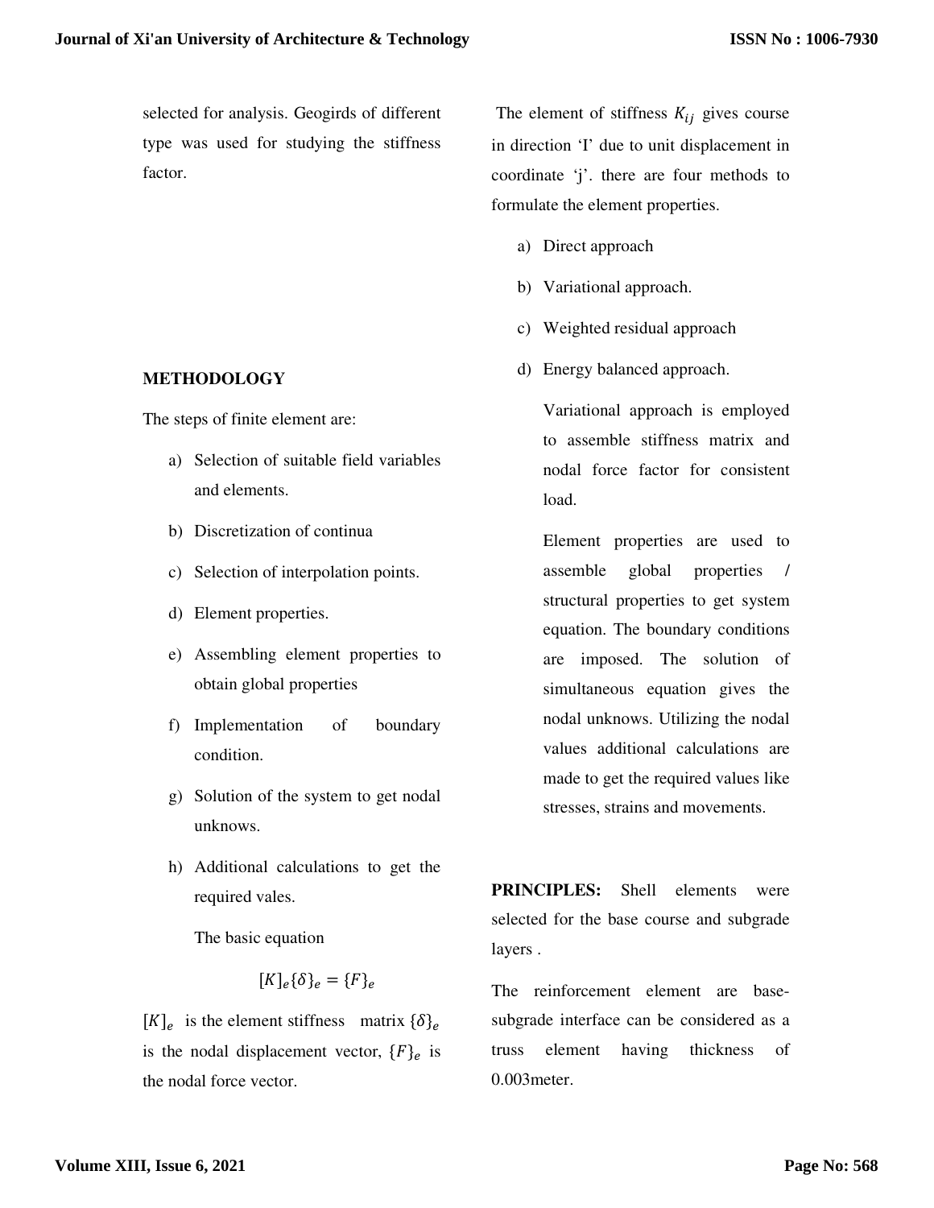selected for analysis. Geogirds of different type was used for studying the stiffness factor.

## METHODOLOGY

The steps of finite element are:

a) Selection of suitable field variables and elements.
b) Discretization of continua
c) Selection of interpolation points.
d) Element properties.
e) Assembling element properties to obtain global properties
f) Implementation of boundary condition.
g) Solution of the system to get nodal unknows.
h) Additional calculations to get the required vales.

The basic equation

$$[K]_e\{\delta\}_e = \{F\}_e$$

$[K]_e$ is the element stiffness matrix $\{\delta\}_e$ is the nodal displacement vector, $\{F\}_e$ is the nodal force vector.

The element of stiffness $K_{ij}$ gives course in direction 'I' due to unit displacement in coordinate 'j'. there are four methods to formulate the element properties.

a) Direct approach
b) Variational approach.
c) Weighted residual approach
d) Energy balanced approach.

Variational approach is employed to assemble stiffness matrix and nodal force factor for consistent load.

Element properties are used to assemble global properties / structural properties to get system equation. The boundary conditions are imposed. The solution of simultaneous equation gives the nodal unknows. Utilizing the nodal values additional calculations are made to get the required values like stresses, strains and movements.

**PRINCIPLES:** Shell elements were selected for the base course and subgrade layers .

The reinforcement element are base-subgrade interface can be considered as a truss element having thickness of 0.003meter.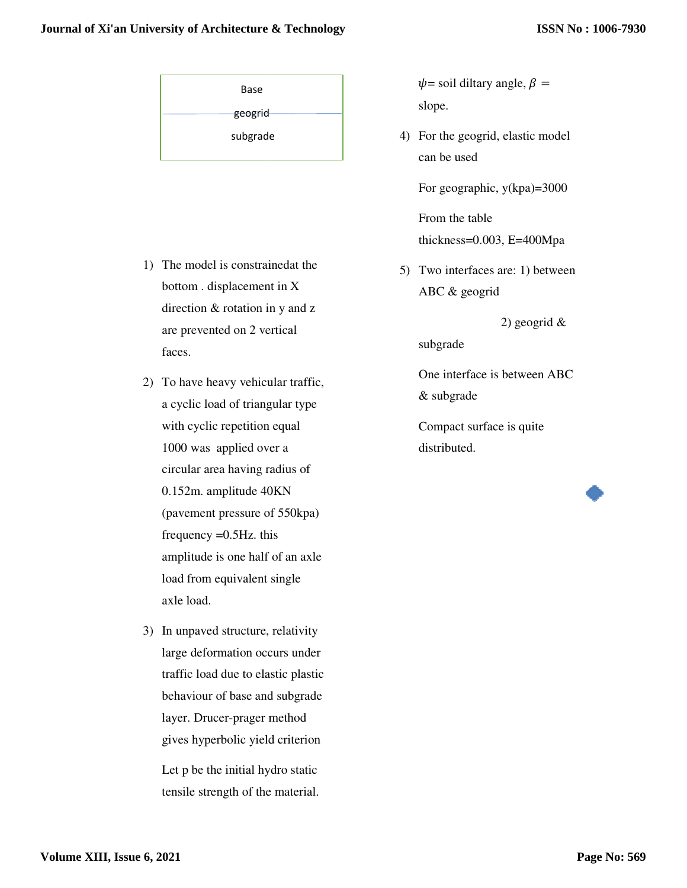Base

geogrid

subgrade

1) The model is constrainedat the bottom . displacement in X direction & rotation in y and z are prevented on 2 vertical faces.

2) To have heavy vehicular traffic, a cyclic load of triangular type with cyclic repetition equal 1000 was applied over a circular area having radius of 0.152m. amplitude 40KN (pavement pressure of 550kpa) frequency =0.5Hz. this amplitude is one half of an axle load from equivalent single axle load.

3) In unpaved structure, relativity large deformation occurs under traffic load due to elastic plastic behaviour of base and subgrade layer. Drucer-prager method gives hyperbolic yield criterion

   Let p be the initial hydro static tensile strength of the material.

   $\psi$= soil diltary angle, $\beta$ = slope.

4) For the geogrid, elastic model can be used

   For geographic, y(kpa)=3000

   From the table thickness=0.003, E=400Mpa

5) Two interfaces are: 1) between ABC & geogrid

   2) geogrid & subgrade

   One interface is between ABC & subgrade

   Compact surface is quite distributed.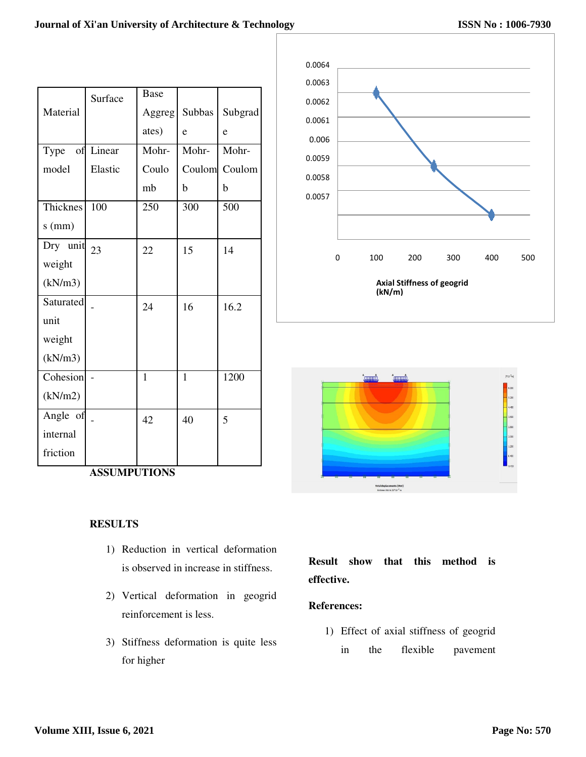| Material | Surface | Base Aggregates) | Subbase | Subgrade |
|---|---|---|---|---|
| Type of model | Linear Elastic | Mohr-Coulomb | Mohr-Coulomb | Mohr-Coulomb |
| Thickness (mm) | 100 | 250 | 300 | 500 |
| Dry unit weight (kN/m3) | 23 | 22 | 15 | 14 |
| Saturated unit weight (kN/m3) | - | 24 | 16 | 16.2 |
| Cohesion (kN/m2) | - | 1 | 1 | 1200 |
| Angle of internal friction | - | 42 | 40 | 5 |

**ASSUMPTIONS**

## RESULTS

1) Reduction in vertical deformation is observed in increase in stiffness.
2) Vertical deformation in geogrid reinforcement is less.
3) Stiffness deformation is quite less for higher

**Result show that this method is effective.**

**References:**

1) Effect of axial stiffness of geogrid in the flexible pavement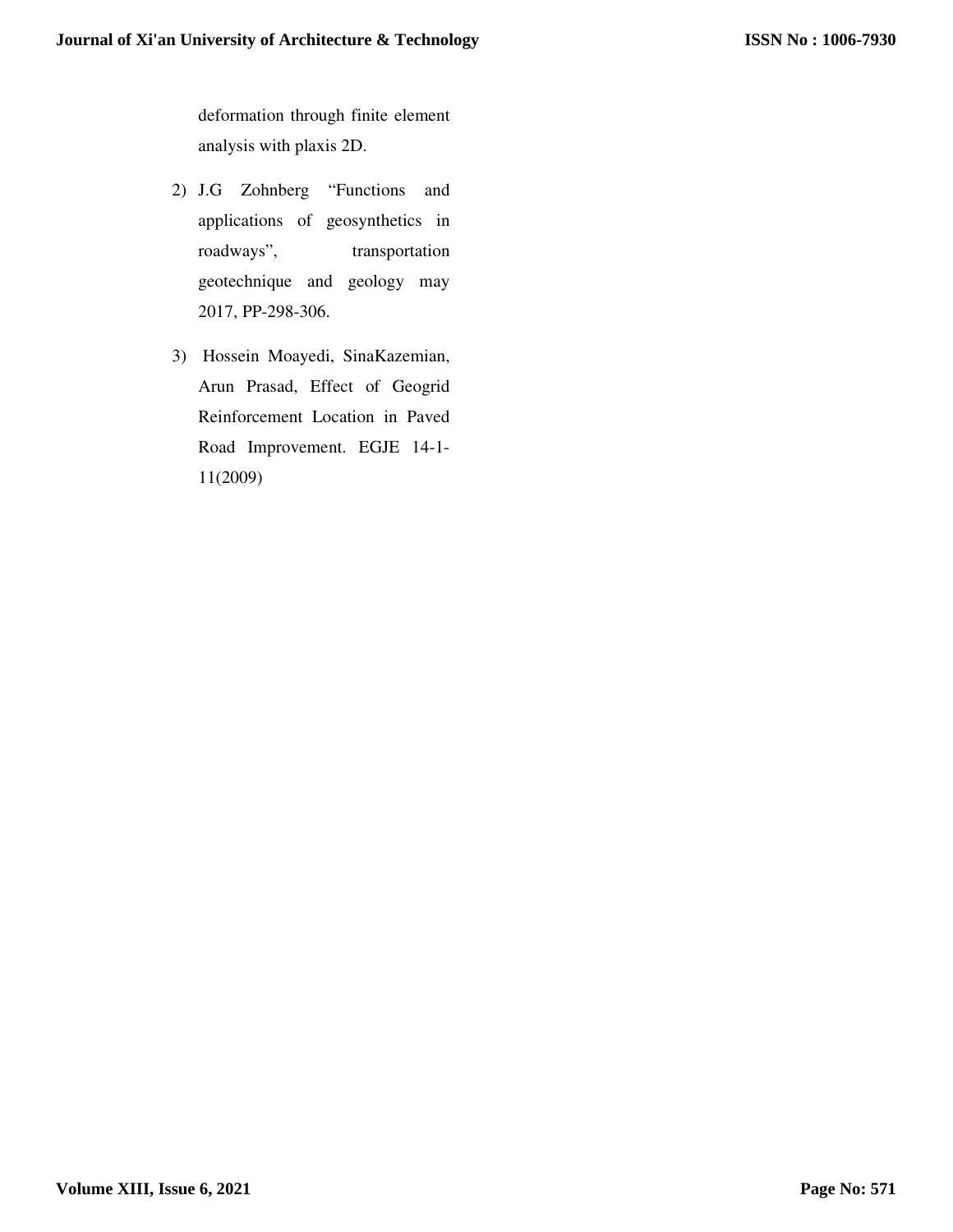deformation through finite element analysis with plaxis 2D.

2) J.G Zohnberg "Functions and applications of geosynthetics in roadways", transportation geotechnique and geology may 2017, PP-298-306.

3) Hossein Moayedi, SinaKazemian, Arun Prasad, Effect of Geogrid Reinforcement Location in Paved Road Improvement. EGJE 14-1-11(2009)